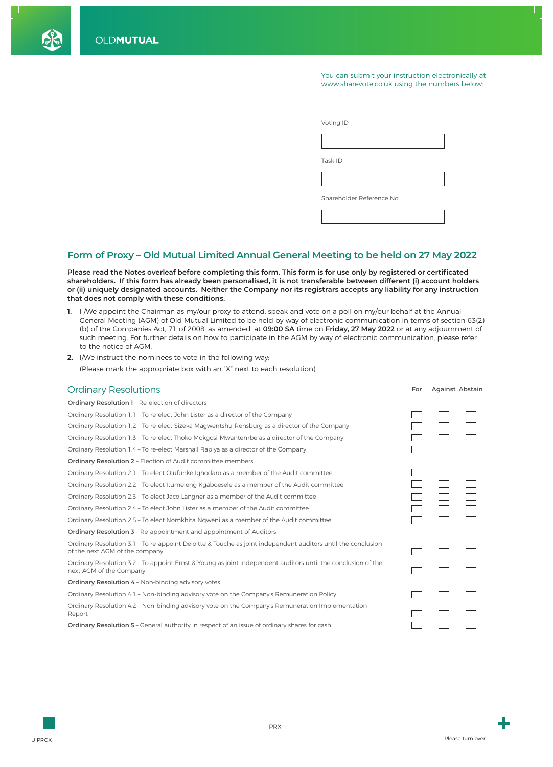OLDMUTUAL

You can submit your instruction electronically at www.sharevote.co.uk using the numbers below:

Voting ID

Task ID

Shareholder Reference No.

## Form of Proxy – Old Mutual Limited Annual General Meeting to be held on 27 May 2022

**Please read the Notes overleaf before completing this form. This form is for use only by registered or certificated shareholders. If this form has already been personalised, it is not transferable between different (i) account holders or (ii) uniquely designated accounts. Neither the Company nor its registrars accepts any liability for any instruction that does not comply with these conditions.**

1. I /We appoint the Chairman as my/our proxy to attend, speak and vote on a poll on my/our behalf at the Annual General Meeting (AGM) of Old Mutual Limited to be held by way of electronic communication in terms of section 63(2)(b) of the Companies Act, 71 of 2008, as amended, at **09:00 SA** time on **Friday, 27 May 2022** or at any adjournment of such meeting. For further details on how to participate in the AGM by way of electronic communication, please refer to the notice of AGM.
2. I/We instruct the nominees to vote in the following way:
   (Please mark the appropriate box with an "X" next to each resolution)

### Ordinary Resolutions

| | For | Against | Abstain |
|---|---|---|---|
| **Ordinary Resolution 1** – Re-election of directors | | | |
| Ordinary Resolution 1.1 – To re-elect John Lister as a director of the Company | ☐ | ☐ | ☐ |
| Ordinary Resolution 1.2 – To re-elect Sizeka Magwentshu-Rensburg as a director of the Company | ☐ | ☐ | ☐ |
| Ordinary Resolution 1.3 – To re-elect Thoko Mokgosi-Mwantembe as a director of the Company | ☐ | ☐ | ☐ |
| Ordinary Resolution 1.4 – To re-elect Marshall Rapiya as a director of the Company | ☐ | ☐ | ☐ |
| **Ordinary Resolution 2** – Election of Audit committee members | | | |
| Ordinary Resolution 2.1 – To elect Olufunke Ighodaro as a member of the Audit committee | ☐ | ☐ | ☐ |
| Ordinary Resolution 2.2 – To elect Itumeleng Kgaboesele as a member of the Audit committee | ☐ | ☐ | ☐ |
| Ordinary Resolution 2.3 – To elect Jaco Langner as a member of the Audit committee | ☐ | ☐ | ☐ |
| Ordinary Resolution 2.4 – To elect John Lister as a member of the Audit committee | ☐ | ☐ | ☐ |
| Ordinary Resolution 2.5 – To elect Nomkhita Nqweni as a member of the Audit committee | ☐ | ☐ | ☐ |
| **Ordinary Resolution 3** – Re-appointment and appointment of Auditors | | | |
| Ordinary Resolution 3.1 – To re-appoint Deloitte & Touche as joint independent auditors until the conclusion of the next AGM of the company | ☐ | ☐ | ☐ |
| Ordinary Resolution 3.2 – To appoint Ernst & Young as joint independent auditors until the conclusion of the next AGM of the Company | ☐ | ☐ | ☐ |
| **Ordinary Resolution 4** – Non-binding advisory votes | | | |
| Ordinary Resolution 4.1 – Non-binding advisory vote on the Company's Remuneration Policy | ☐ | ☐ | ☐ |
| Ordinary Resolution 4.2 – Non-binding advisory vote on the Company's Remuneration Implementation Report | ☐ | ☐ | ☐ |
| **Ordinary Resolution 5** – General authority in respect of an issue of ordinary shares for cash | ☐ | ☐ | ☐ |

U PROX

PRX

Please turn over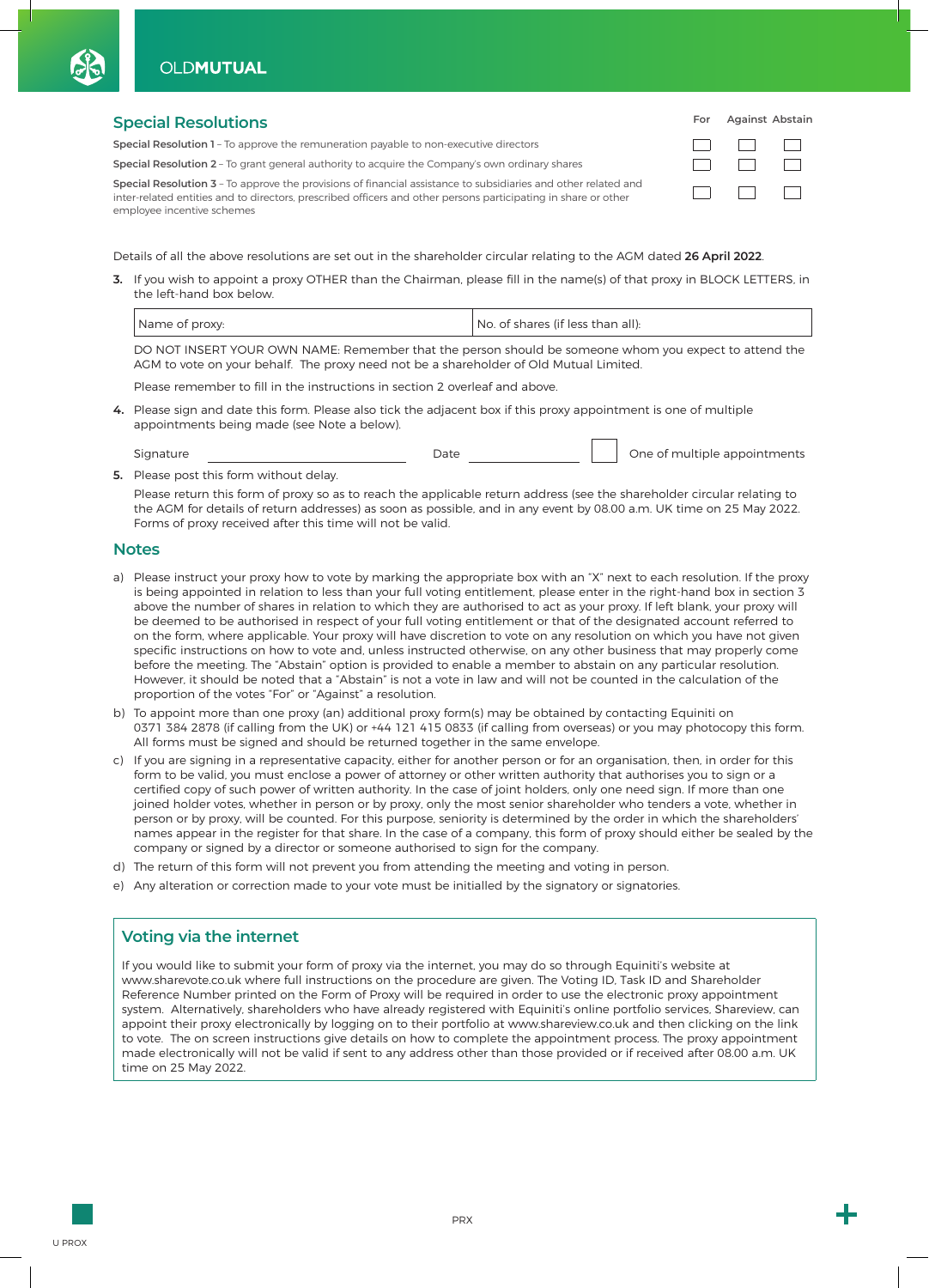## Special Resolutions

| | For | Against | Abstain |
|---|---|---|---|
| **Special Resolution 1** – To approve the remuneration payable to non-executive directors | ☐ | ☐ | ☐ |
| **Special Resolution 2** – To grant general authority to acquire the Company's own ordinary shares | ☐ | ☐ | ☐ |
| **Special Resolution 3** – To approve the provisions of financial assistance to subsidiaries and other related and inter-related entities and to directors, prescribed officers and other persons participating in share or other employee incentive schemes | ☐ | ☐ | ☐ |

Details of all the above resolutions are set out in the shareholder circular relating to the AGM dated **26 April 2022**.

**3.** If you wish to appoint a proxy OTHER than the Chairman, please fill in the name(s) of that proxy in BLOCK LETTERS, in the left-hand box below.

| Name of proxy: | No. of shares (if less than all): |
|---|---|

DO NOT INSERT YOUR OWN NAME: Remember that the person should be someone whom you expect to attend the AGM to vote on your behalf. The proxy need not be a shareholder of Old Mutual Limited.

Please remember to fill in the instructions in section 2 overleaf and above.

**4.** Please sign and date this form. Please also tick the adjacent box if this proxy appointment is one of multiple appointments being made (see Note a below).

Signature ______________________ Date ______________ ☐ One of multiple appointments

**5.** Please post this form without delay.

Please return this form of proxy so as to reach the applicable return address (see the shareholder circular relating to the AGM for details of return addresses) as soon as possible, and in any event by 08.00 a.m. UK time on 25 May 2022. Forms of proxy received after this time will not be valid.

## Notes

a) Please instruct your proxy how to vote by marking the appropriate box with an "X" next to each resolution. If the proxy is being appointed in relation to less than your full voting entitlement, please enter in the right-hand box in section 3 above the number of shares in relation to which they are authorised to act as your proxy. If left blank, your proxy will be deemed to be authorised in respect of your full voting entitlement or that of the designated account referred to on the form, where applicable. Your proxy will have discretion to vote on any resolution on which you have not given specific instructions on how to vote and, unless instructed otherwise, on any other business that may properly come before the meeting. The "Abstain" option is provided to enable a member to abstain on any particular resolution. However, it should be noted that a "Abstain" is not a vote in law and will not be counted in the calculation of the proportion of the votes "For" or "Against" a resolution.

b) To appoint more than one proxy (an) additional proxy form(s) may be obtained by contacting Equiniti on 0371 384 2878 (if calling from the UK) or +44 121 415 0833 (if calling from overseas) or you may photocopy this form. All forms must be signed and should be returned together in the same envelope.

c) If you are signing in a representative capacity, either for another person or for an organisation, then, in order for this form to be valid, you must enclose a power of attorney or other written authority that authorises you to sign or a certified copy of such power of written authority. In the case of joint holders, only one need sign. If more than one joined holder votes, whether in person or by proxy, only the most senior shareholder who tenders a vote, whether in person or by proxy, will be counted. For this purpose, seniority is determined by the order in which the shareholders' names appear in the register for that share. In the case of a company, this form of proxy should either be sealed by the company or signed by a director or someone authorised to sign for the company.

d) The return of this form will not prevent you from attending the meeting and voting in person.

e) Any alteration or correction made to your vote must be initialled by the signatory or signatories.

## Voting via the internet

If you would like to submit your form of proxy via the internet, you may do so through Equiniti's website at www.sharevote.co.uk where full instructions on the procedure are given. The Voting ID, Task ID and Shareholder Reference Number printed on the Form of Proxy will be required in order to use the electronic proxy appointment system. Alternatively, shareholders who have already registered with Equiniti's online portfolio services, Shareview, can appoint their proxy electronically by logging on to their portfolio at www.shareview.co.uk and then clicking on the link to vote. The on screen instructions give details on how to complete the appointment process. The proxy appointment made electronically will not be valid if sent to any address other than those provided or if received after 08.00 a.m. UK time on 25 May 2022.